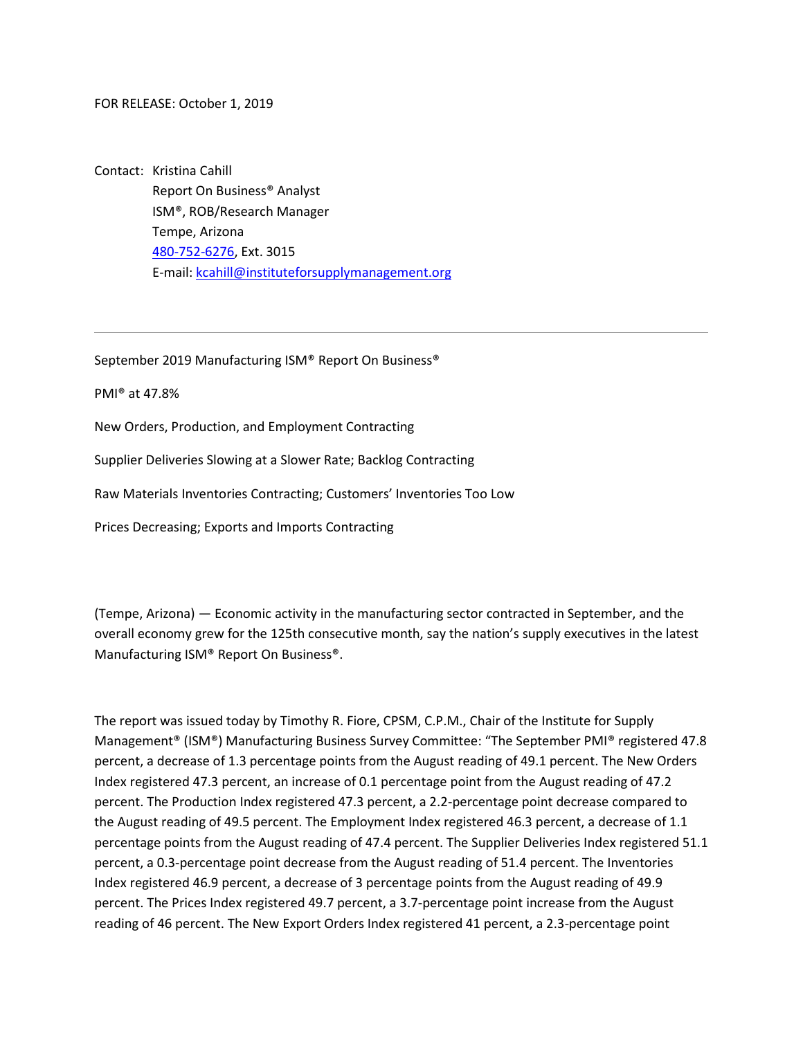FOR RELEASE: October 1, 2019

Contact: Kristina Cahill
Report On Business® Analyst
ISM®, ROB/Research Manager
Tempe, Arizona
480-752-6276, Ext. 3015
E-mail: kcahill@instituteforsupplymanagement.org

---

September 2019 Manufacturing ISM® Report On Business®

PMI® at 47.8%

New Orders, Production, and Employment Contracting

Supplier Deliveries Slowing at a Slower Rate; Backlog Contracting

Raw Materials Inventories Contracting; Customers' Inventories Too Low

Prices Decreasing; Exports and Imports Contracting

(Tempe, Arizona) — Economic activity in the manufacturing sector contracted in September, and the overall economy grew for the 125th consecutive month, say the nation's supply executives in the latest Manufacturing ISM® Report On Business®.

The report was issued today by Timothy R. Fiore, CPSM, C.P.M., Chair of the Institute for Supply Management® (ISM®) Manufacturing Business Survey Committee: "The September PMI® registered 47.8 percent, a decrease of 1.3 percentage points from the August reading of 49.1 percent. The New Orders Index registered 47.3 percent, an increase of 0.1 percentage point from the August reading of 47.2 percent. The Production Index registered 47.3 percent, a 2.2-percentage point decrease compared to the August reading of 49.5 percent. The Employment Index registered 46.3 percent, a decrease of 1.1 percentage points from the August reading of 47.4 percent. The Supplier Deliveries Index registered 51.1 percent, a 0.3-percentage point decrease from the August reading of 51.4 percent. The Inventories Index registered 46.9 percent, a decrease of 3 percentage points from the August reading of 49.9 percent. The Prices Index registered 49.7 percent, a 3.7-percentage point increase from the August reading of 46 percent. The New Export Orders Index registered 41 percent, a 2.3-percentage point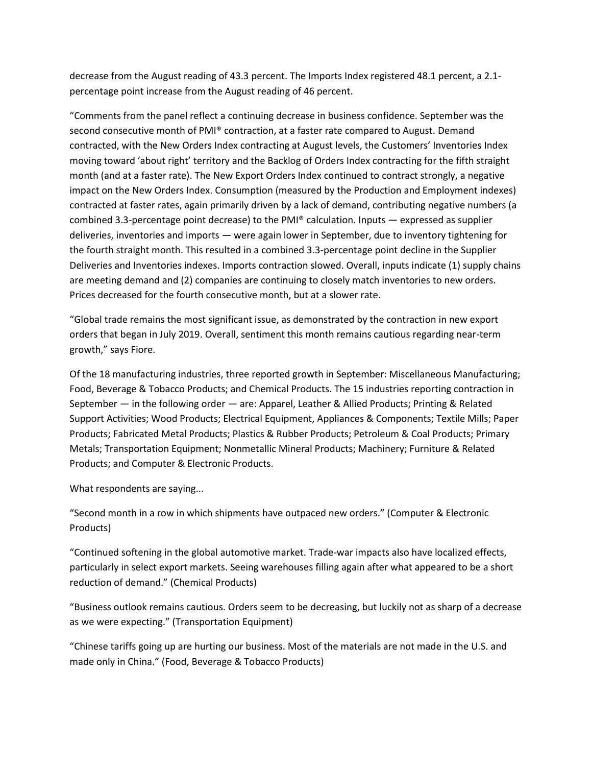decrease from the August reading of 43.3 percent. The Imports Index registered 48.1 percent, a 2.1-percentage point increase from the August reading of 46 percent.

"Comments from the panel reflect a continuing decrease in business confidence. September was the second consecutive month of PMI® contraction, at a faster rate compared to August. Demand contracted, with the New Orders Index contracting at August levels, the Customers' Inventories Index moving toward 'about right' territory and the Backlog of Orders Index contracting for the fifth straight month (and at a faster rate). The New Export Orders Index continued to contract strongly, a negative impact on the New Orders Index. Consumption (measured by the Production and Employment indexes) contracted at faster rates, again primarily driven by a lack of demand, contributing negative numbers (a combined 3.3-percentage point decrease) to the PMI® calculation. Inputs — expressed as supplier deliveries, inventories and imports — were again lower in September, due to inventory tightening for the fourth straight month. This resulted in a combined 3.3-percentage point decline in the Supplier Deliveries and Inventories indexes. Imports contraction slowed. Overall, inputs indicate (1) supply chains are meeting demand and (2) companies are continuing to closely match inventories to new orders. Prices decreased for the fourth consecutive month, but at a slower rate.

"Global trade remains the most significant issue, as demonstrated by the contraction in new export orders that began in July 2019. Overall, sentiment this month remains cautious regarding near-term growth," says Fiore.

Of the 18 manufacturing industries, three reported growth in September: Miscellaneous Manufacturing; Food, Beverage & Tobacco Products; and Chemical Products. The 15 industries reporting contraction in September — in the following order — are: Apparel, Leather & Allied Products; Printing & Related Support Activities; Wood Products; Electrical Equipment, Appliances & Components; Textile Mills; Paper Products; Fabricated Metal Products; Plastics & Rubber Products; Petroleum & Coal Products; Primary Metals; Transportation Equipment; Nonmetallic Mineral Products; Machinery; Furniture & Related Products; and Computer & Electronic Products.

What respondents are saying...

"Second month in a row in which shipments have outpaced new orders." (Computer & Electronic Products)

"Continued softening in the global automotive market. Trade-war impacts also have localized effects, particularly in select export markets. Seeing warehouses filling again after what appeared to be a short reduction of demand." (Chemical Products)

"Business outlook remains cautious. Orders seem to be decreasing, but luckily not as sharp of a decrease as we were expecting." (Transportation Equipment)

"Chinese tariffs going up are hurting our business. Most of the materials are not made in the U.S. and made only in China." (Food, Beverage & Tobacco Products)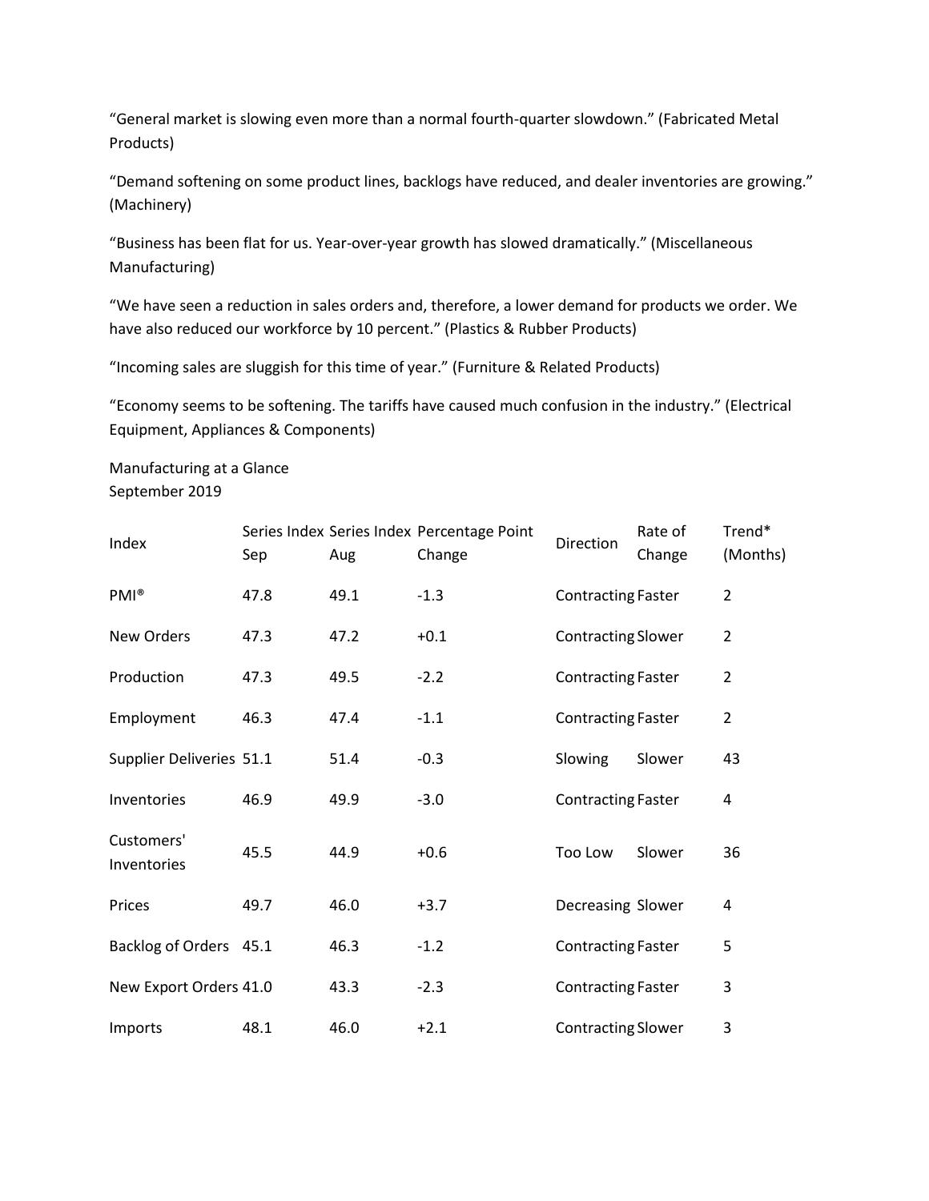"General market is slowing even more than a normal fourth-quarter slowdown." (Fabricated Metal Products)

"Demand softening on some product lines, backlogs have reduced, and dealer inventories are growing." (Machinery)

"Business has been flat for us. Year-over-year growth has slowed dramatically." (Miscellaneous Manufacturing)

"We have seen a reduction in sales orders and, therefore, a lower demand for products we order. We have also reduced our workforce by 10 percent." (Plastics & Rubber Products)

"Incoming sales are sluggish for this time of year." (Furniture & Related Products)

"Economy seems to be softening. The tariffs have caused much confusion in the industry." (Electrical Equipment, Appliances & Components)

Manufacturing at a Glance
September 2019

| Index | Series Index Sep | Series Index Aug | Percentage Point Change | Direction | Rate of Change | Trend* (Months) |
|---|---|---|---|---|---|---|
| PMI® | 47.8 | 49.1 | -1.3 | Contracting | Faster | 2 |
| New Orders | 47.3 | 47.2 | +0.1 | Contracting | Slower | 2 |
| Production | 47.3 | 49.5 | -2.2 | Contracting | Faster | 2 |
| Employment | 46.3 | 47.4 | -1.1 | Contracting | Faster | 2 |
| Supplier Deliveries | 51.1 | 51.4 | -0.3 | Slowing | Slower | 43 |
| Inventories | 46.9 | 49.9 | -3.0 | Contracting | Faster | 4 |
| Customers' Inventories | 45.5 | 44.9 | +0.6 | Too Low | Slower | 36 |
| Prices | 49.7 | 46.0 | +3.7 | Decreasing | Slower | 4 |
| Backlog of Orders | 45.1 | 46.3 | -1.2 | Contracting | Faster | 5 |
| New Export Orders | 41.0 | 43.3 | -2.3 | Contracting | Faster | 3 |
| Imports | 48.1 | 46.0 | +2.1 | Contracting | Slower | 3 |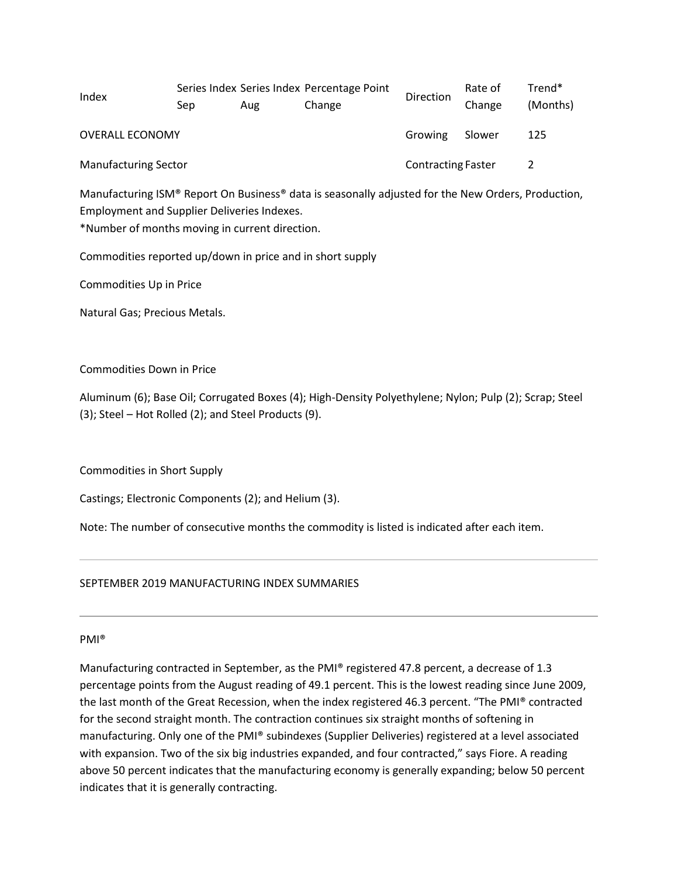| Index | Series Index Sep | Series Index Aug | Percentage Point Change | Direction | Rate of Change | Trend* (Months) |
|---|---|---|---|---|---|---|
| OVERALL ECONOMY | | | | Growing | Slower | 125 |
| Manufacturing Sector | | | | Contracting | Faster | 2 |

Manufacturing ISM® Report On Business® data is seasonally adjusted for the New Orders, Production, Employment and Supplier Deliveries Indexes.
*Number of months moving in current direction.

Commodities reported up/down in price and in short supply

Commodities Up in Price

Natural Gas; Precious Metals.

Commodities Down in Price

Aluminum (6); Base Oil; Corrugated Boxes (4); High-Density Polyethylene; Nylon; Pulp (2); Scrap; Steel (3); Steel – Hot Rolled (2); and Steel Products (9).

Commodities in Short Supply

Castings; Electronic Components (2); and Helium (3).

Note: The number of consecutive months the commodity is listed is indicated after each item.

---

SEPTEMBER 2019 MANUFACTURING INDEX SUMMARIES

---

PMI®

Manufacturing contracted in September, as the PMI® registered 47.8 percent, a decrease of 1.3 percentage points from the August reading of 49.1 percent. This is the lowest reading since June 2009, the last month of the Great Recession, when the index registered 46.3 percent. "The PMI® contracted for the second straight month. The contraction continues six straight months of softening in manufacturing. Only one of the PMI® subindexes (Supplier Deliveries) registered at a level associated with expansion. Two of the six big industries expanded, and four contracted," says Fiore. A reading above 50 percent indicates that the manufacturing economy is generally expanding; below 50 percent indicates that it is generally contracting.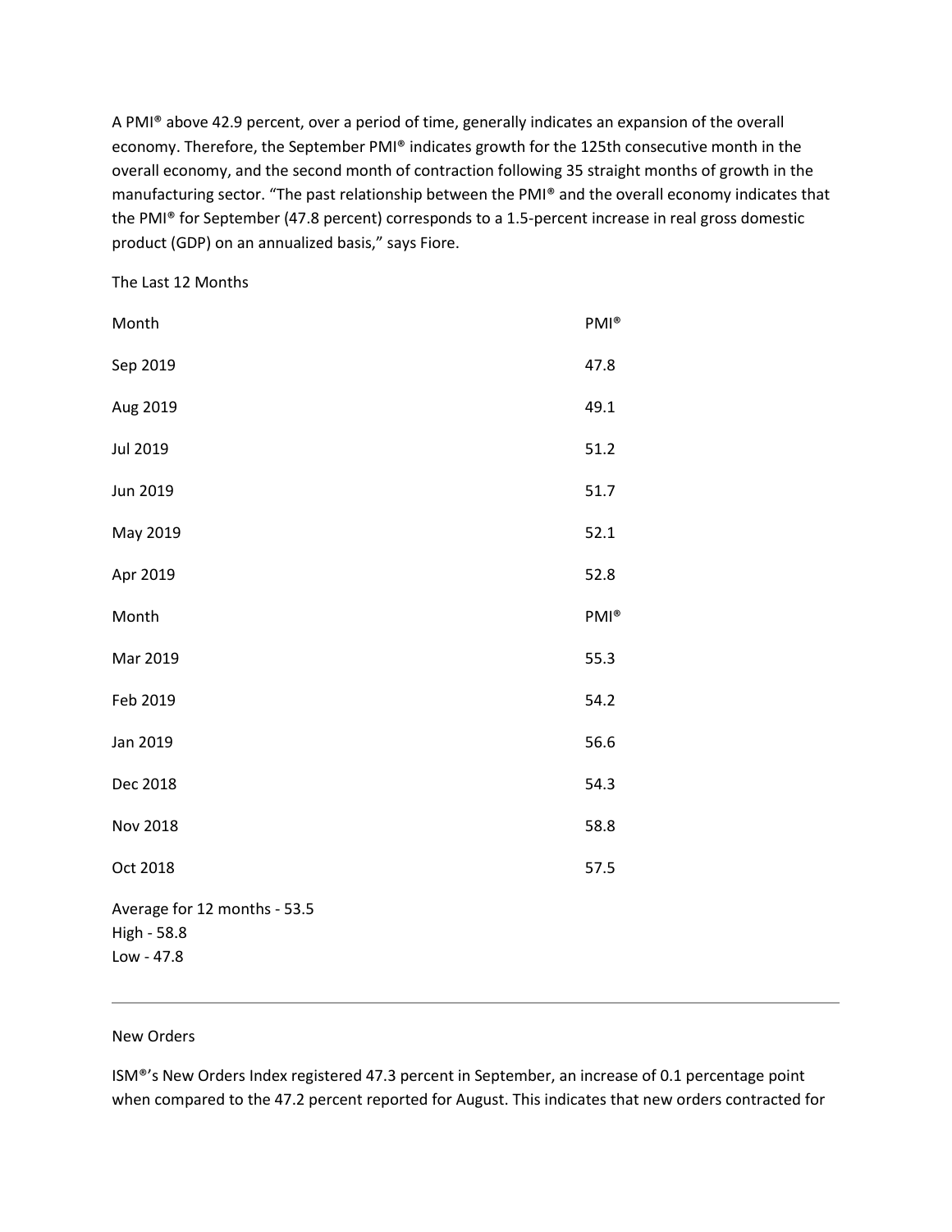A PMI® above 42.9 percent, over a period of time, generally indicates an expansion of the overall economy. Therefore, the September PMI® indicates growth for the 125th consecutive month in the overall economy, and the second month of contraction following 35 straight months of growth in the manufacturing sector. “The past relationship between the PMI® and the overall economy indicates that the PMI® for September (47.8 percent) corresponds to a 1.5-percent increase in real gross domestic product (GDP) on an annualized basis,” says Fiore.

The Last 12 Months

| Month | PMI® |
|---|---|
| Sep 2019 | 47.8 |
| Aug 2019 | 49.1 |
| Jul 2019 | 51.2 |
| Jun 2019 | 51.7 |
| May 2019 | 52.1 |
| Apr 2019 | 52.8 |
| Mar 2019 | 55.3 |
| Feb 2019 | 54.2 |
| Jan 2019 | 56.6 |
| Dec 2018 | 54.3 |
| Nov 2018 | 58.8 |
| Oct 2018 | 57.5 |

Average for 12 months - 53.5
High - 58.8
Low - 47.8

---

New Orders

ISM®’s New Orders Index registered 47.3 percent in September, an increase of 0.1 percentage point when compared to the 47.2 percent reported for August. This indicates that new orders contracted for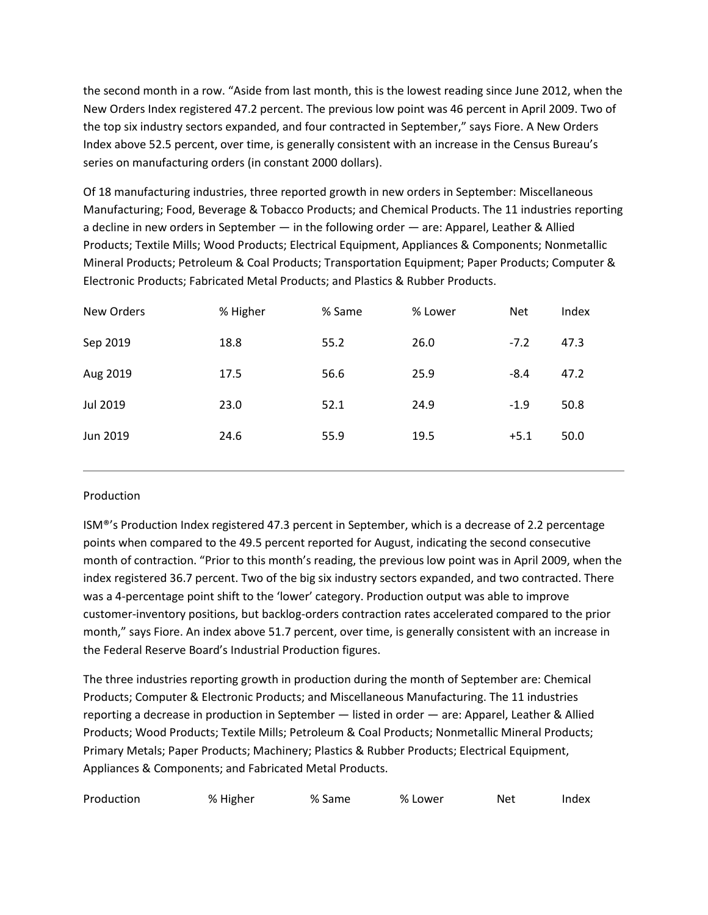the second month in a row. "Aside from last month, this is the lowest reading since June 2012, when the New Orders Index registered 47.2 percent. The previous low point was 46 percent in April 2009. Two of the top six industry sectors expanded, and four contracted in September," says Fiore. A New Orders Index above 52.5 percent, over time, is generally consistent with an increase in the Census Bureau's series on manufacturing orders (in constant 2000 dollars).

Of 18 manufacturing industries, three reported growth in new orders in September: Miscellaneous Manufacturing; Food, Beverage & Tobacco Products; and Chemical Products. The 11 industries reporting a decline in new orders in September — in the following order — are: Apparel, Leather & Allied Products; Textile Mills; Wood Products; Electrical Equipment, Appliances & Components; Nonmetallic Mineral Products; Petroleum & Coal Products; Transportation Equipment; Paper Products; Computer & Electronic Products; Fabricated Metal Products; and Plastics & Rubber Products.

| New Orders | % Higher | % Same | % Lower | Net | Index |
|---|---|---|---|---|---|
| Sep 2019 | 18.8 | 55.2 | 26.0 | -7.2 | 47.3 |
| Aug 2019 | 17.5 | 56.6 | 25.9 | -8.4 | 47.2 |
| Jul 2019 | 23.0 | 52.1 | 24.9 | -1.9 | 50.8 |
| Jun 2019 | 24.6 | 55.9 | 19.5 | +5.1 | 50.0 |

---

## Production

ISM®'s Production Index registered 47.3 percent in September, which is a decrease of 2.2 percentage points when compared to the 49.5 percent reported for August, indicating the second consecutive month of contraction. "Prior to this month's reading, the previous low point was in April 2009, when the index registered 36.7 percent. Two of the big six industry sectors expanded, and two contracted. There was a 4-percentage point shift to the 'lower' category. Production output was able to improve customer-inventory positions, but backlog-orders contraction rates accelerated compared to the prior month," says Fiore. An index above 51.7 percent, over time, is generally consistent with an increase in the Federal Reserve Board's Industrial Production figures.

The three industries reporting growth in production during the month of September are: Chemical Products; Computer & Electronic Products; and Miscellaneous Manufacturing. The 11 industries reporting a decrease in production in September — listed in order — are: Apparel, Leather & Allied Products; Wood Products; Textile Mills; Petroleum & Coal Products; Nonmetallic Mineral Products; Primary Metals; Paper Products; Machinery; Plastics & Rubber Products; Electrical Equipment, Appliances & Components; and Fabricated Metal Products.

| Production | % Higher | % Same | % Lower | Net | Index |
|---|---|---|---|---|---|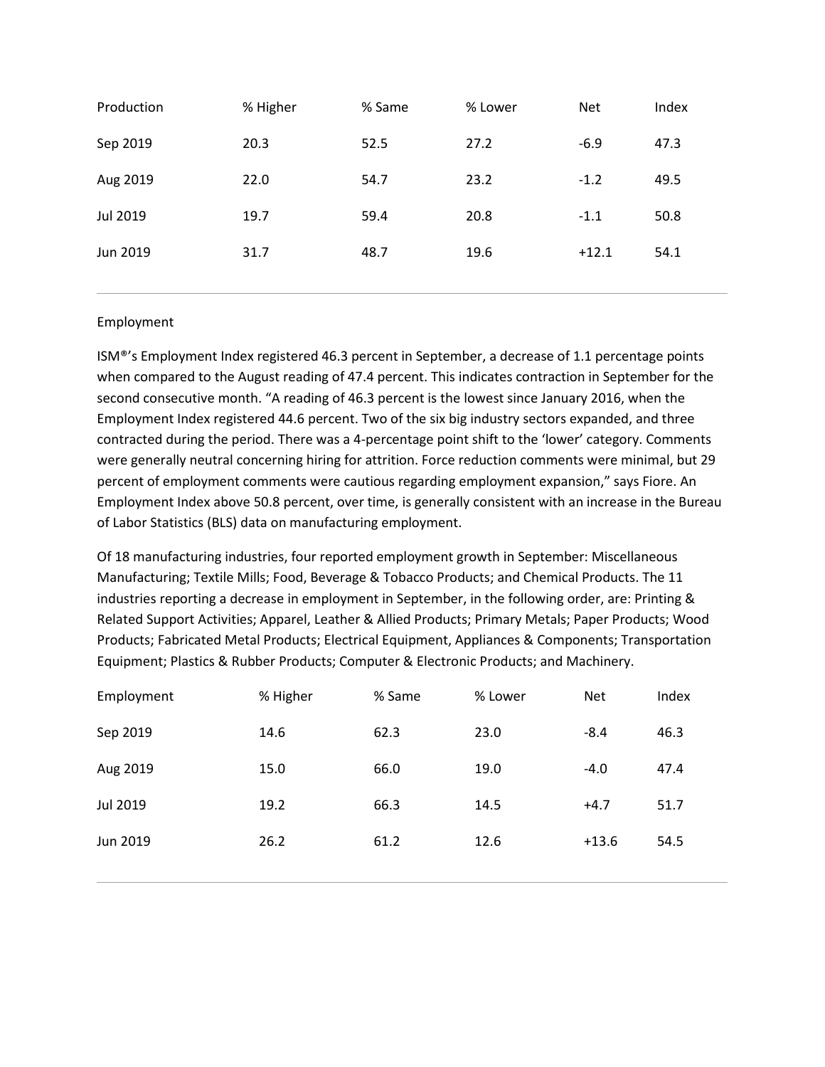| Production | % Higher | % Same | % Lower | Net | Index |
|---|---|---|---|---|---|
| Sep 2019 | 20.3 | 52.5 | 27.2 | -6.9 | 47.3 |
| Aug 2019 | 22.0 | 54.7 | 23.2 | -1.2 | 49.5 |
| Jul 2019 | 19.7 | 59.4 | 20.8 | -1.1 | 50.8 |
| Jun 2019 | 31.7 | 48.7 | 19.6 | +12.1 | 54.1 |

## Employment

ISM®'s Employment Index registered 46.3 percent in September, a decrease of 1.1 percentage points when compared to the August reading of 47.4 percent. This indicates contraction in September for the second consecutive month. "A reading of 46.3 percent is the lowest since January 2016, when the Employment Index registered 44.6 percent. Two of the six big industry sectors expanded, and three contracted during the period. There was a 4-percentage point shift to the 'lower' category. Comments were generally neutral concerning hiring for attrition. Force reduction comments were minimal, but 29 percent of employment comments were cautious regarding employment expansion," says Fiore. An Employment Index above 50.8 percent, over time, is generally consistent with an increase in the Bureau of Labor Statistics (BLS) data on manufacturing employment.

Of 18 manufacturing industries, four reported employment growth in September: Miscellaneous Manufacturing; Textile Mills; Food, Beverage & Tobacco Products; and Chemical Products. The 11 industries reporting a decrease in employment in September, in the following order, are: Printing & Related Support Activities; Apparel, Leather & Allied Products; Primary Metals; Paper Products; Wood Products; Fabricated Metal Products; Electrical Equipment, Appliances & Components; Transportation Equipment; Plastics & Rubber Products; Computer & Electronic Products; and Machinery.

| Employment | % Higher | % Same | % Lower | Net | Index |
|---|---|---|---|---|---|
| Sep 2019 | 14.6 | 62.3 | 23.0 | -8.4 | 46.3 |
| Aug 2019 | 15.0 | 66.0 | 19.0 | -4.0 | 47.4 |
| Jul 2019 | 19.2 | 66.3 | 14.5 | +4.7 | 51.7 |
| Jun 2019 | 26.2 | 61.2 | 12.6 | +13.6 | 54.5 |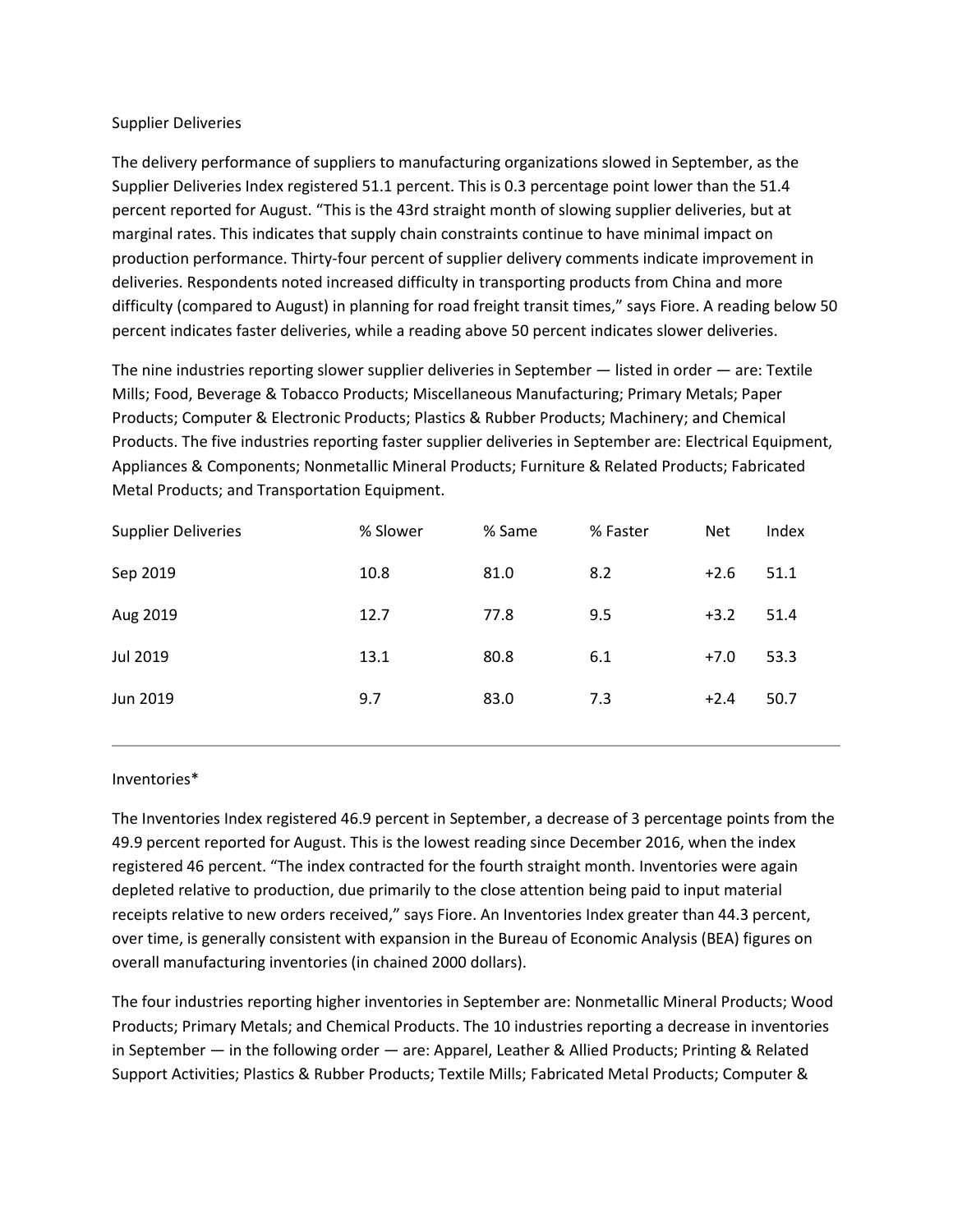## Supplier Deliveries

The delivery performance of suppliers to manufacturing organizations slowed in September, as the Supplier Deliveries Index registered 51.1 percent. This is 0.3 percentage point lower than the 51.4 percent reported for August. “This is the 43rd straight month of slowing supplier deliveries, but at marginal rates. This indicates that supply chain constraints continue to have minimal impact on production performance. Thirty-four percent of supplier delivery comments indicate improvement in deliveries. Respondents noted increased difficulty in transporting products from China and more difficulty (compared to August) in planning for road freight transit times,” says Fiore. A reading below 50 percent indicates faster deliveries, while a reading above 50 percent indicates slower deliveries.

The nine industries reporting slower supplier deliveries in September — listed in order — are: Textile Mills; Food, Beverage & Tobacco Products; Miscellaneous Manufacturing; Primary Metals; Paper Products; Computer & Electronic Products; Plastics & Rubber Products; Machinery; and Chemical Products. The five industries reporting faster supplier deliveries in September are: Electrical Equipment, Appliances & Components; Nonmetallic Mineral Products; Furniture & Related Products; Fabricated Metal Products; and Transportation Equipment.

| Supplier Deliveries | % Slower | % Same | % Faster | Net | Index |
|---|---|---|---|---|---|
| Sep 2019 | 10.8 | 81.0 | 8.2 | +2.6 | 51.1 |
| Aug 2019 | 12.7 | 77.8 | 9.5 | +3.2 | 51.4 |
| Jul 2019 | 13.1 | 80.8 | 6.1 | +7.0 | 53.3 |
| Jun 2019 | 9.7 | 83.0 | 7.3 | +2.4 | 50.7 |

---

## Inventories*

The Inventories Index registered 46.9 percent in September, a decrease of 3 percentage points from the 49.9 percent reported for August. This is the lowest reading since December 2016, when the index registered 46 percent. “The index contracted for the fourth straight month. Inventories were again depleted relative to production, due primarily to the close attention being paid to input material receipts relative to new orders received,” says Fiore. An Inventories Index greater than 44.3 percent, over time, is generally consistent with expansion in the Bureau of Economic Analysis (BEA) figures on overall manufacturing inventories (in chained 2000 dollars).

The four industries reporting higher inventories in September are: Nonmetallic Mineral Products; Wood Products; Primary Metals; and Chemical Products. The 10 industries reporting a decrease in inventories in September — in the following order — are: Apparel, Leather & Allied Products; Printing & Related Support Activities; Plastics & Rubber Products; Textile Mills; Fabricated Metal Products; Computer &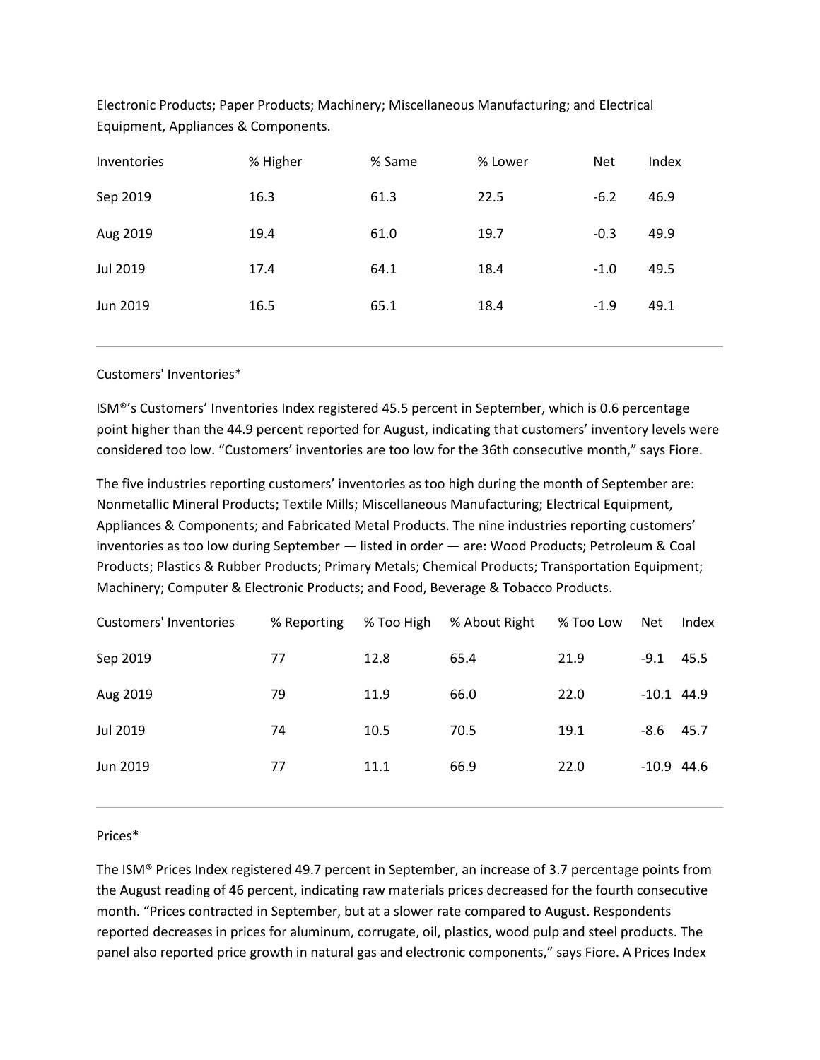Electronic Products; Paper Products; Machinery; Miscellaneous Manufacturing; and Electrical Equipment, Appliances & Components.

| Inventories | % Higher | % Same | % Lower | Net | Index |
|---|---|---|---|---|---|
| Sep 2019 | 16.3 | 61.3 | 22.5 | -6.2 | 46.9 |
| Aug 2019 | 19.4 | 61.0 | 19.7 | -0.3 | 49.9 |
| Jul 2019 | 17.4 | 64.1 | 18.4 | -1.0 | 49.5 |
| Jun 2019 | 16.5 | 65.1 | 18.4 | -1.9 | 49.1 |

---

Customers' Inventories*

ISM®'s Customers' Inventories Index registered 45.5 percent in September, which is 0.6 percentage point higher than the 44.9 percent reported for August, indicating that customers' inventory levels were considered too low. "Customers' inventories are too low for the 36th consecutive month," says Fiore.

The five industries reporting customers' inventories as too high during the month of September are: Nonmetallic Mineral Products; Textile Mills; Miscellaneous Manufacturing; Electrical Equipment, Appliances & Components; and Fabricated Metal Products. The nine industries reporting customers' inventories as too low during September — listed in order — are: Wood Products; Petroleum & Coal Products; Plastics & Rubber Products; Primary Metals; Chemical Products; Transportation Equipment; Machinery; Computer & Electronic Products; and Food, Beverage & Tobacco Products.

| Customers' Inventories | % Reporting | % Too High | % About Right | % Too Low | Net | Index |
|---|---|---|---|---|---|---|
| Sep 2019 | 77 | 12.8 | 65.4 | 21.9 | -9.1 | 45.5 |
| Aug 2019 | 79 | 11.9 | 66.0 | 22.0 | -10.1 | 44.9 |
| Jul 2019 | 74 | 10.5 | 70.5 | 19.1 | -8.6 | 45.7 |
| Jun 2019 | 77 | 11.1 | 66.9 | 22.0 | -10.9 | 44.6 |

---

Prices*

The ISM® Prices Index registered 49.7 percent in September, an increase of 3.7 percentage points from the August reading of 46 percent, indicating raw materials prices decreased for the fourth consecutive month. "Prices contracted in September, but at a slower rate compared to August. Respondents reported decreases in prices for aluminum, corrugate, oil, plastics, wood pulp and steel products. The panel also reported price growth in natural gas and electronic components," says Fiore. A Prices Index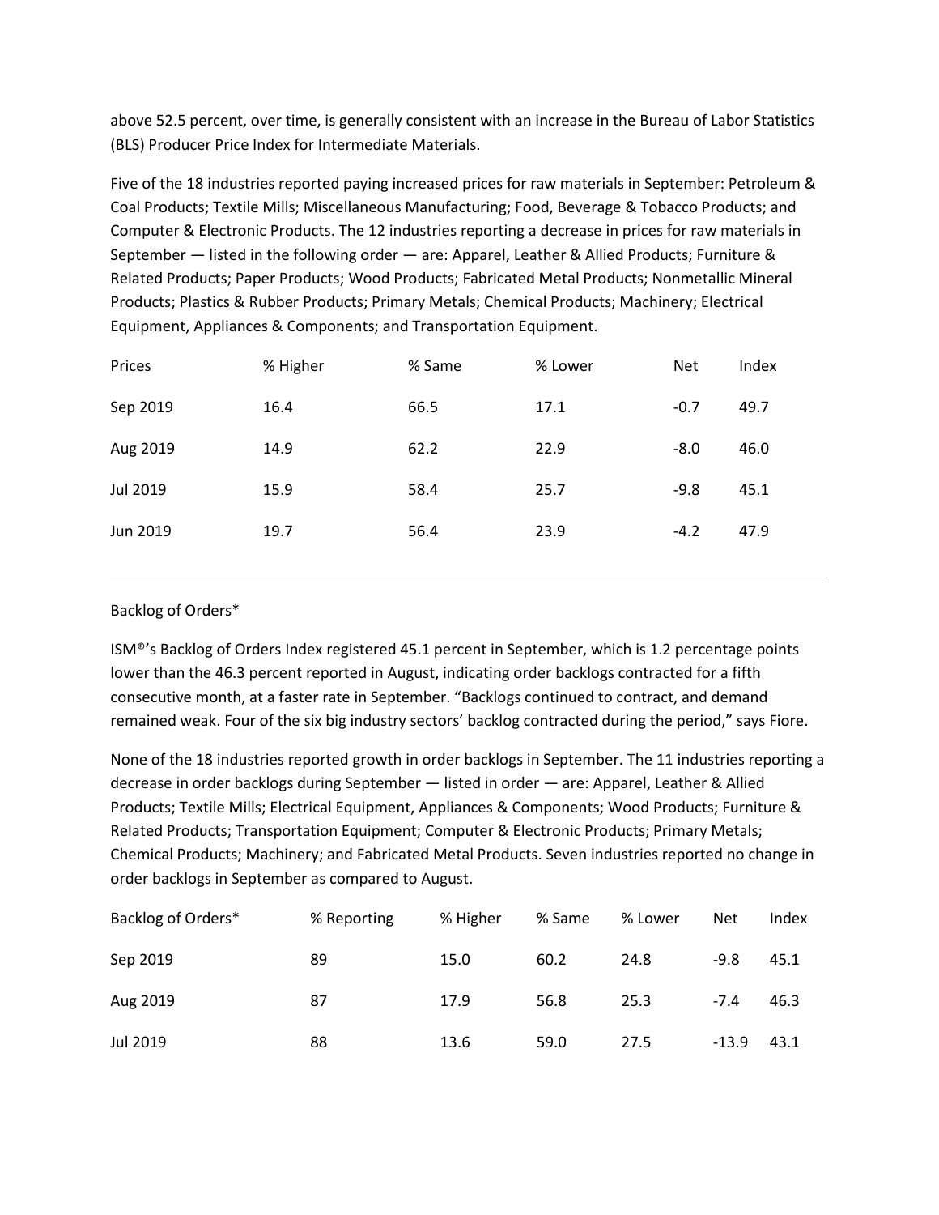above 52.5 percent, over time, is generally consistent with an increase in the Bureau of Labor Statistics (BLS) Producer Price Index for Intermediate Materials.

Five of the 18 industries reported paying increased prices for raw materials in September: Petroleum & Coal Products; Textile Mills; Miscellaneous Manufacturing; Food, Beverage & Tobacco Products; and Computer & Electronic Products. The 12 industries reporting a decrease in prices for raw materials in September — listed in the following order — are: Apparel, Leather & Allied Products; Furniture & Related Products; Paper Products; Wood Products; Fabricated Metal Products; Nonmetallic Mineral Products; Plastics & Rubber Products; Primary Metals; Chemical Products; Machinery; Electrical Equipment, Appliances & Components; and Transportation Equipment.

| Prices | % Higher | % Same | % Lower | Net | Index |
|---|---|---|---|---|---|
| Sep 2019 | 16.4 | 66.5 | 17.1 | -0.7 | 49.7 |
| Aug 2019 | 14.9 | 62.2 | 22.9 | -8.0 | 46.0 |
| Jul 2019 | 15.9 | 58.4 | 25.7 | -9.8 | 45.1 |
| Jun 2019 | 19.7 | 56.4 | 23.9 | -4.2 | 47.9 |

---

## Backlog of Orders*

ISM®'s Backlog of Orders Index registered 45.1 percent in September, which is 1.2 percentage points lower than the 46.3 percent reported in August, indicating order backlogs contracted for a fifth consecutive month, at a faster rate in September. "Backlogs continued to contract, and demand remained weak. Four of the six big industry sectors' backlog contracted during the period," says Fiore.

None of the 18 industries reported growth in order backlogs in September. The 11 industries reporting a decrease in order backlogs during September — listed in order — are: Apparel, Leather & Allied Products; Textile Mills; Electrical Equipment, Appliances & Components; Wood Products; Furniture & Related Products; Transportation Equipment; Computer & Electronic Products; Primary Metals; Chemical Products; Machinery; and Fabricated Metal Products. Seven industries reported no change in order backlogs in September as compared to August.

| Backlog of Orders* | % Reporting | % Higher | % Same | % Lower | Net | Index |
|---|---|---|---|---|---|---|
| Sep 2019 | 89 | 15.0 | 60.2 | 24.8 | -9.8 | 45.1 |
| Aug 2019 | 87 | 17.9 | 56.8 | 25.3 | -7.4 | 46.3 |
| Jul 2019 | 88 | 13.6 | 59.0 | 27.5 | -13.9 | 43.1 |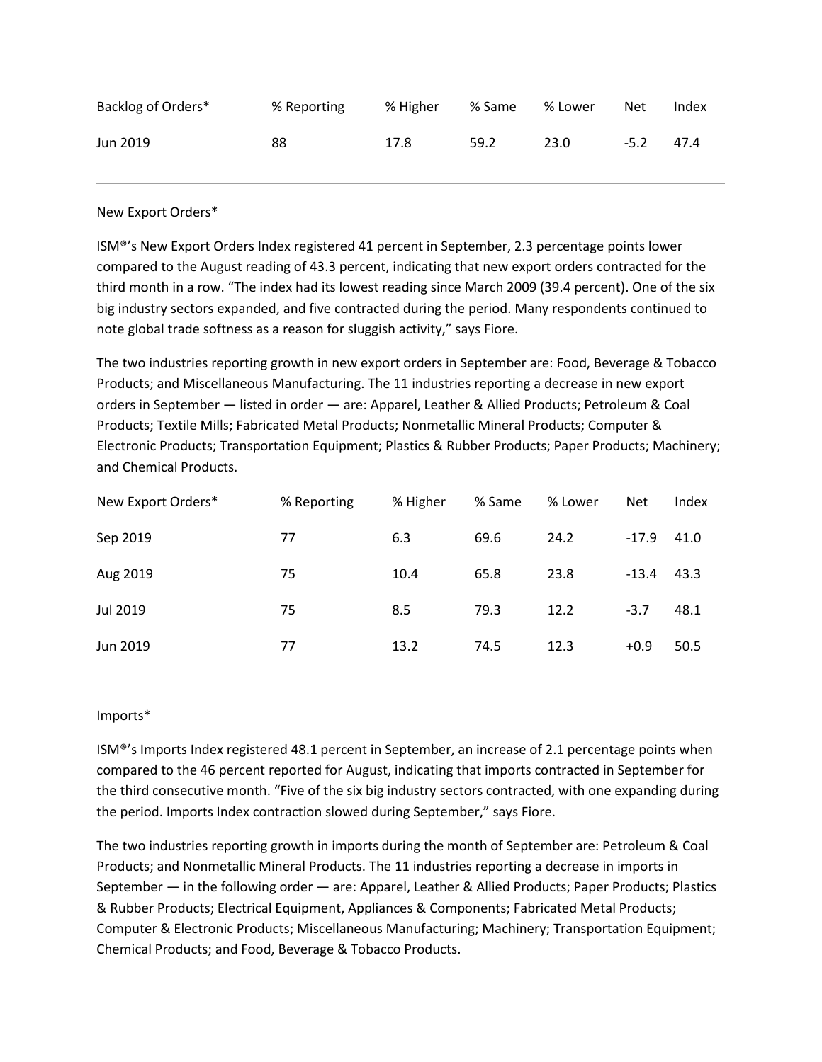| Backlog of Orders* | % Reporting | % Higher | % Same | % Lower | Net | Index |
|---|---|---|---|---|---|---|
| Jun 2019 | 88 | 17.8 | 59.2 | 23.0 | -5.2 | 47.4 |

---

New Export Orders*

ISM®'s New Export Orders Index registered 41 percent in September, 2.3 percentage points lower compared to the August reading of 43.3 percent, indicating that new export orders contracted for the third month in a row. "The index had its lowest reading since March 2009 (39.4 percent). One of the six big industry sectors expanded, and five contracted during the period. Many respondents continued to note global trade softness as a reason for sluggish activity," says Fiore.

The two industries reporting growth in new export orders in September are: Food, Beverage & Tobacco Products; and Miscellaneous Manufacturing. The 11 industries reporting a decrease in new export orders in September — listed in order — are: Apparel, Leather & Allied Products; Petroleum & Coal Products; Textile Mills; Fabricated Metal Products; Nonmetallic Mineral Products; Computer & Electronic Products; Transportation Equipment; Plastics & Rubber Products; Paper Products; Machinery; and Chemical Products.

| New Export Orders* | % Reporting | % Higher | % Same | % Lower | Net | Index |
|---|---|---|---|---|---|---|
| Sep 2019 | 77 | 6.3 | 69.6 | 24.2 | -17.9 | 41.0 |
| Aug 2019 | 75 | 10.4 | 65.8 | 23.8 | -13.4 | 43.3 |
| Jul 2019 | 75 | 8.5 | 79.3 | 12.2 | -3.7 | 48.1 |
| Jun 2019 | 77 | 13.2 | 74.5 | 12.3 | +0.9 | 50.5 |

---

Imports*

ISM®'s Imports Index registered 48.1 percent in September, an increase of 2.1 percentage points when compared to the 46 percent reported for August, indicating that imports contracted in September for the third consecutive month. "Five of the six big industry sectors contracted, with one expanding during the period. Imports Index contraction slowed during September," says Fiore.

The two industries reporting growth in imports during the month of September are: Petroleum & Coal Products; and Nonmetallic Mineral Products. The 11 industries reporting a decrease in imports in September — in the following order — are: Apparel, Leather & Allied Products; Paper Products; Plastics & Rubber Products; Electrical Equipment, Appliances & Components; Fabricated Metal Products; Computer & Electronic Products; Miscellaneous Manufacturing; Machinery; Transportation Equipment; Chemical Products; and Food, Beverage & Tobacco Products.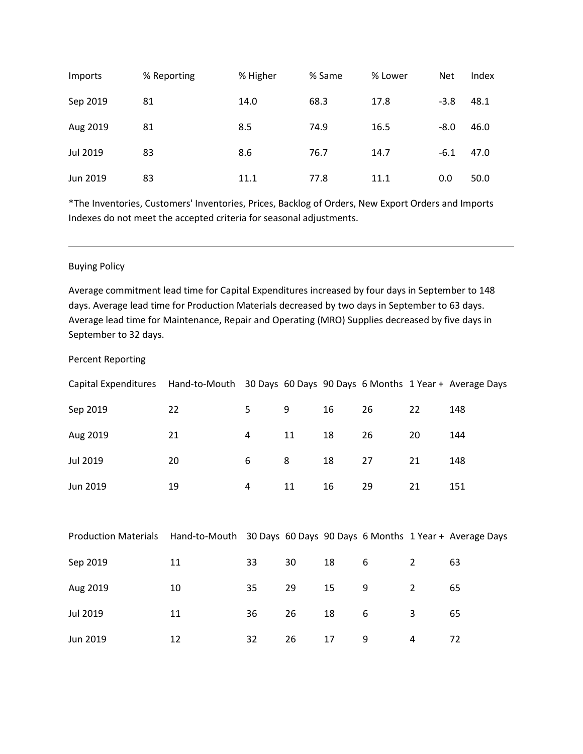| Imports | % Reporting | % Higher | % Same | % Lower | Net | Index |
|---|---|---|---|---|---|---|
| Sep 2019 | 81 | 14.0 | 68.3 | 17.8 | -3.8 | 48.1 |
| Aug 2019 | 81 | 8.5 | 74.9 | 16.5 | -8.0 | 46.0 |
| Jul 2019 | 83 | 8.6 | 76.7 | 14.7 | -6.1 | 47.0 |
| Jun 2019 | 83 | 11.1 | 77.8 | 11.1 | 0.0 | 50.0 |

*The Inventories, Customers' Inventories, Prices, Backlog of Orders, New Export Orders and Imports Indexes do not meet the accepted criteria for seasonal adjustments.

---

Buying Policy

Average commitment lead time for Capital Expenditures increased by four days in September to 148 days. Average lead time for Production Materials decreased by two days in September to 63 days. Average lead time for Maintenance, Repair and Operating (MRO) Supplies decreased by five days in September to 32 days.

Percent Reporting

| Capital Expenditures | Hand-to-Mouth | 30 Days | 60 Days | 90 Days | 6 Months | 1 Year + | Average Days |
|---|---|---|---|---|---|---|---|
| Sep 2019 | 22 | 5 | 9 | 16 | 26 | 22 | 148 |
| Aug 2019 | 21 | 4 | 11 | 18 | 26 | 20 | 144 |
| Jul 2019 | 20 | 6 | 8 | 18 | 27 | 21 | 148 |
| Jun 2019 | 19 | 4 | 11 | 16 | 29 | 21 | 151 |

| Production Materials | Hand-to-Mouth | 30 Days | 60 Days | 90 Days | 6 Months | 1 Year + | Average Days |
|---|---|---|---|---|---|---|---|
| Sep 2019 | 11 | 33 | 30 | 18 | 6 | 2 | 63 |
| Aug 2019 | 10 | 35 | 29 | 15 | 9 | 2 | 65 |
| Jul 2019 | 11 | 36 | 26 | 18 | 6 | 3 | 65 |
| Jun 2019 | 12 | 32 | 26 | 17 | 9 | 4 | 72 |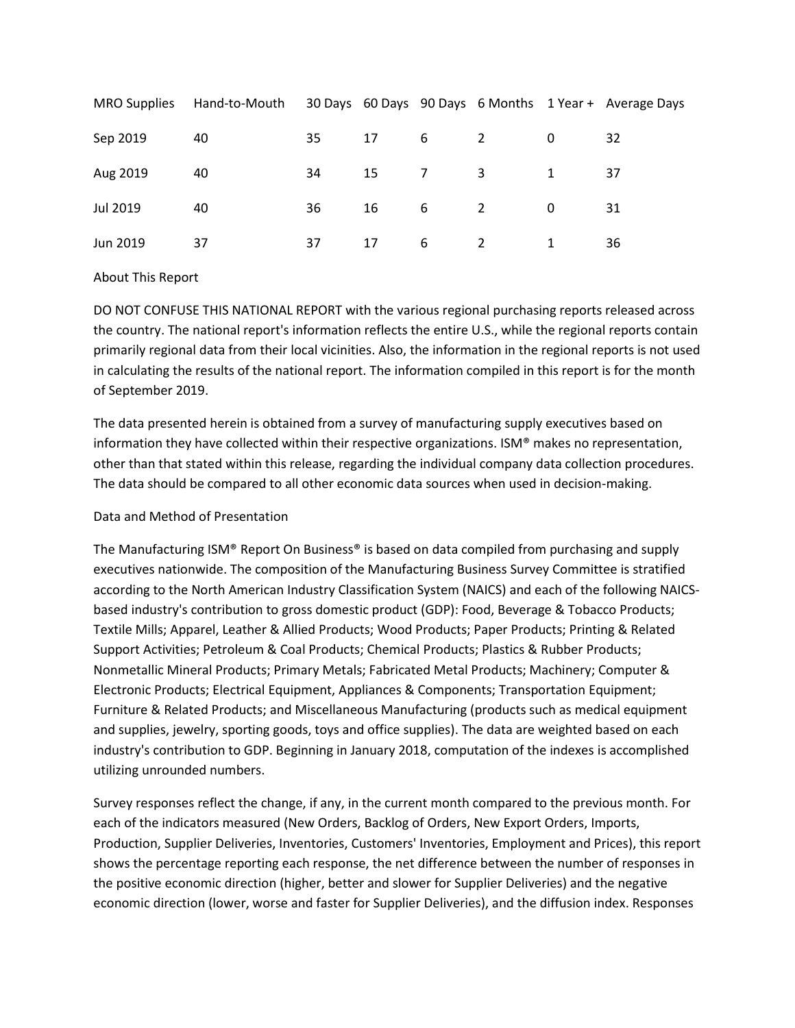| MRO Supplies | Hand-to-Mouth | 30 Days | 60 Days | 90 Days | 6 Months | 1 Year + | Average Days |
|---|---|---|---|---|---|---|---|
| Sep 2019 | 40 | 35 | 17 | 6 | 2 | 0 | 32 |
| Aug 2019 | 40 | 34 | 15 | 7 | 3 | 1 | 37 |
| Jul 2019 | 40 | 36 | 16 | 6 | 2 | 0 | 31 |
| Jun 2019 | 37 | 37 | 17 | 6 | 2 | 1 | 36 |

## About This Report

DO NOT CONFUSE THIS NATIONAL REPORT with the various regional purchasing reports released across the country. The national report's information reflects the entire U.S., while the regional reports contain primarily regional data from their local vicinities. Also, the information in the regional reports is not used in calculating the results of the national report. The information compiled in this report is for the month of September 2019.

The data presented herein is obtained from a survey of manufacturing supply executives based on information they have collected within their respective organizations. ISM® makes no representation, other than that stated within this release, regarding the individual company data collection procedures. The data should be compared to all other economic data sources when used in decision-making.

## Data and Method of Presentation

The Manufacturing ISM® Report On Business® is based on data compiled from purchasing and supply executives nationwide. The composition of the Manufacturing Business Survey Committee is stratified according to the North American Industry Classification System (NAICS) and each of the following NAICS-based industry's contribution to gross domestic product (GDP): Food, Beverage & Tobacco Products; Textile Mills; Apparel, Leather & Allied Products; Wood Products; Paper Products; Printing & Related Support Activities; Petroleum & Coal Products; Chemical Products; Plastics & Rubber Products; Nonmetallic Mineral Products; Primary Metals; Fabricated Metal Products; Machinery; Computer & Electronic Products; Electrical Equipment, Appliances & Components; Transportation Equipment; Furniture & Related Products; and Miscellaneous Manufacturing (products such as medical equipment and supplies, jewelry, sporting goods, toys and office supplies). The data are weighted based on each industry's contribution to GDP. Beginning in January 2018, computation of the indexes is accomplished utilizing unrounded numbers.

Survey responses reflect the change, if any, in the current month compared to the previous month. For each of the indicators measured (New Orders, Backlog of Orders, New Export Orders, Imports, Production, Supplier Deliveries, Inventories, Customers' Inventories, Employment and Prices), this report shows the percentage reporting each response, the net difference between the number of responses in the positive economic direction (higher, better and slower for Supplier Deliveries) and the negative economic direction (lower, worse and faster for Supplier Deliveries), and the diffusion index. Responses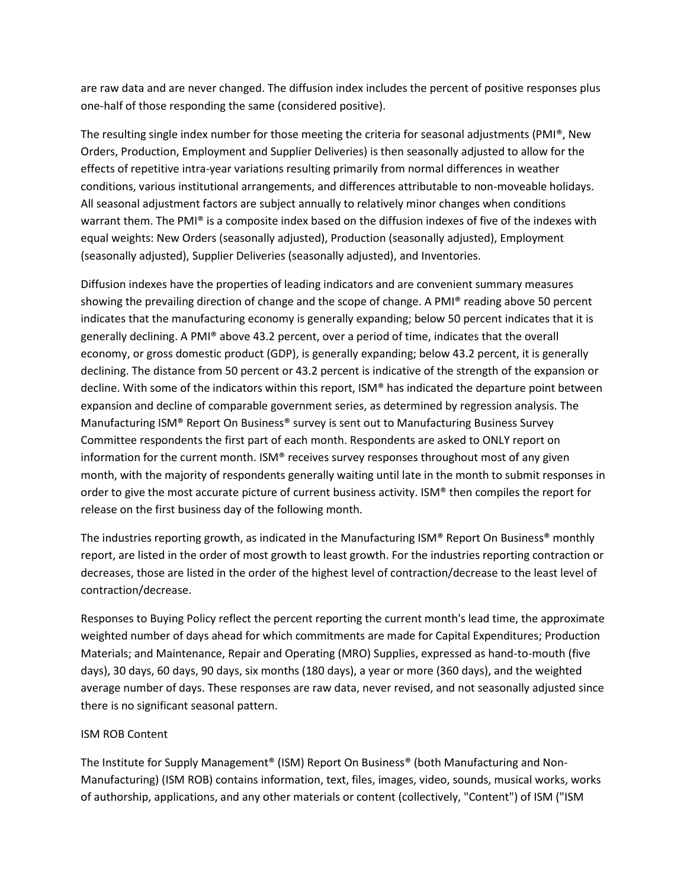are raw data and are never changed. The diffusion index includes the percent of positive responses plus one-half of those responding the same (considered positive).

The resulting single index number for those meeting the criteria for seasonal adjustments (PMI®, New Orders, Production, Employment and Supplier Deliveries) is then seasonally adjusted to allow for the effects of repetitive intra-year variations resulting primarily from normal differences in weather conditions, various institutional arrangements, and differences attributable to non-moveable holidays. All seasonal adjustment factors are subject annually to relatively minor changes when conditions warrant them. The PMI® is a composite index based on the diffusion indexes of five of the indexes with equal weights: New Orders (seasonally adjusted), Production (seasonally adjusted), Employment (seasonally adjusted), Supplier Deliveries (seasonally adjusted), and Inventories.

Diffusion indexes have the properties of leading indicators and are convenient summary measures showing the prevailing direction of change and the scope of change. A PMI® reading above 50 percent indicates that the manufacturing economy is generally expanding; below 50 percent indicates that it is generally declining. A PMI® above 43.2 percent, over a period of time, indicates that the overall economy, or gross domestic product (GDP), is generally expanding; below 43.2 percent, it is generally declining. The distance from 50 percent or 43.2 percent is indicative of the strength of the expansion or decline. With some of the indicators within this report, ISM® has indicated the departure point between expansion and decline of comparable government series, as determined by regression analysis. The Manufacturing ISM® Report On Business® survey is sent out to Manufacturing Business Survey Committee respondents the first part of each month. Respondents are asked to ONLY report on information for the current month. ISM® receives survey responses throughout most of any given month, with the majority of respondents generally waiting until late in the month to submit responses in order to give the most accurate picture of current business activity. ISM® then compiles the report for release on the first business day of the following month.

The industries reporting growth, as indicated in the Manufacturing ISM® Report On Business® monthly report, are listed in the order of most growth to least growth. For the industries reporting contraction or decreases, those are listed in the order of the highest level of contraction/decrease to the least level of contraction/decrease.

Responses to Buying Policy reflect the percent reporting the current month's lead time, the approximate weighted number of days ahead for which commitments are made for Capital Expenditures; Production Materials; and Maintenance, Repair and Operating (MRO) Supplies, expressed as hand-to-mouth (five days), 30 days, 60 days, 90 days, six months (180 days), a year or more (360 days), and the weighted average number of days. These responses are raw data, never revised, and not seasonally adjusted since there is no significant seasonal pattern.

ISM ROB Content

The Institute for Supply Management® (ISM) Report On Business® (both Manufacturing and Non-Manufacturing) (ISM ROB) contains information, text, files, images, video, sounds, musical works, works of authorship, applications, and any other materials or content (collectively, "Content") of ISM ("ISM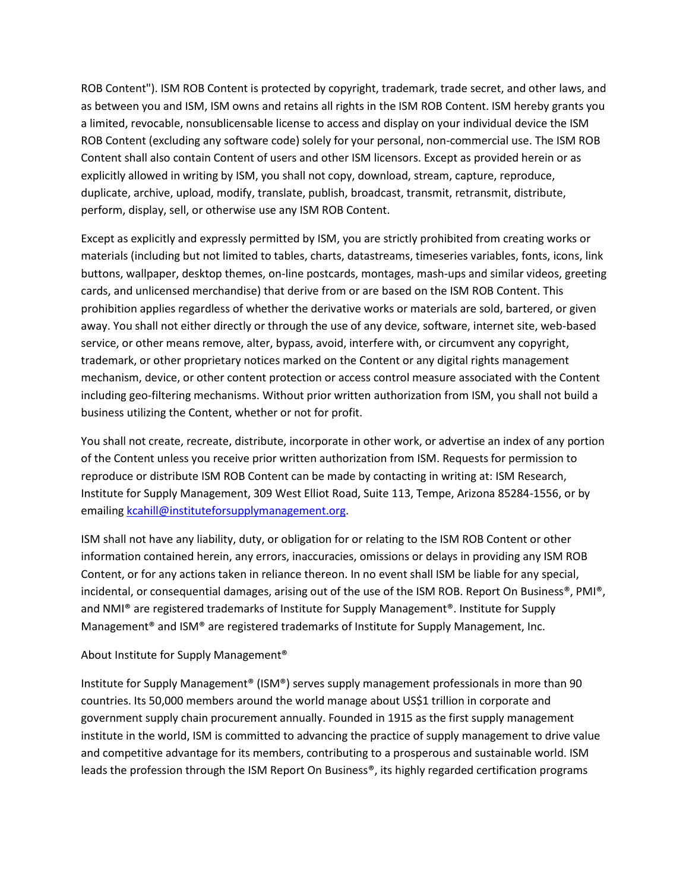ROB Content"). ISM ROB Content is protected by copyright, trademark, trade secret, and other laws, and as between you and ISM, ISM owns and retains all rights in the ISM ROB Content. ISM hereby grants you a limited, revocable, nonsublicensable license to access and display on your individual device the ISM ROB Content (excluding any software code) solely for your personal, non-commercial use. The ISM ROB Content shall also contain Content of users and other ISM licensors. Except as provided herein or as explicitly allowed in writing by ISM, you shall not copy, download, stream, capture, reproduce, duplicate, archive, upload, modify, translate, publish, broadcast, transmit, retransmit, distribute, perform, display, sell, or otherwise use any ISM ROB Content.

Except as explicitly and expressly permitted by ISM, you are strictly prohibited from creating works or materials (including but not limited to tables, charts, datastreams, timeseries variables, fonts, icons, link buttons, wallpaper, desktop themes, on-line postcards, montages, mash-ups and similar videos, greeting cards, and unlicensed merchandise) that derive from or are based on the ISM ROB Content. This prohibition applies regardless of whether the derivative works or materials are sold, bartered, or given away. You shall not either directly or through the use of any device, software, internet site, web-based service, or other means remove, alter, bypass, avoid, interfere with, or circumvent any copyright, trademark, or other proprietary notices marked on the Content or any digital rights management mechanism, device, or other content protection or access control measure associated with the Content including geo-filtering mechanisms. Without prior written authorization from ISM, you shall not build a business utilizing the Content, whether or not for profit.

You shall not create, recreate, distribute, incorporate in other work, or advertise an index of any portion of the Content unless you receive prior written authorization from ISM. Requests for permission to reproduce or distribute ISM ROB Content can be made by contacting in writing at: ISM Research, Institute for Supply Management, 309 West Elliot Road, Suite 113, Tempe, Arizona 85284-1556, or by emailing [kcahill@instituteforsupplymanagement.org](mailto:kcahill@instituteforsupplymanagement.org).

ISM shall not have any liability, duty, or obligation for or relating to the ISM ROB Content or other information contained herein, any errors, inaccuracies, omissions or delays in providing any ISM ROB Content, or for any actions taken in reliance thereon. In no event shall ISM be liable for any special, incidental, or consequential damages, arising out of the use of the ISM ROB. Report On Business®, PMI®, and NMI® are registered trademarks of Institute for Supply Management®. Institute for Supply Management® and ISM® are registered trademarks of Institute for Supply Management, Inc.

About Institute for Supply Management®

Institute for Supply Management® (ISM®) serves supply management professionals in more than 90 countries. Its 50,000 members around the world manage about US$1 trillion in corporate and government supply chain procurement annually. Founded in 1915 as the first supply management institute in the world, ISM is committed to advancing the practice of supply management to drive value and competitive advantage for its members, contributing to a prosperous and sustainable world. ISM leads the profession through the ISM Report On Business®, its highly regarded certification programs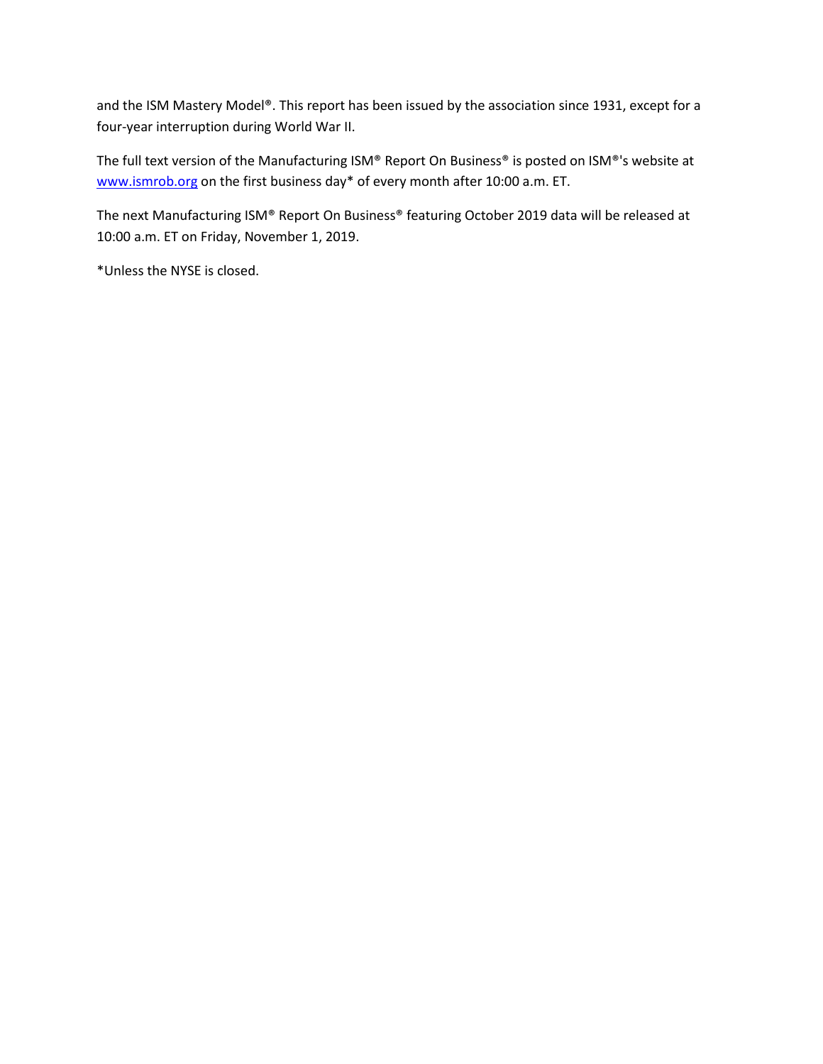and the ISM Mastery Model®. This report has been issued by the association since 1931, except for a four-year interruption during World War II.

The full text version of the Manufacturing ISM® Report On Business® is posted on ISM®'s website at [www.ismrob.org](http://www.ismrob.org) on the first business day* of every month after 10:00 a.m. ET.

The next Manufacturing ISM® Report On Business® featuring October 2019 data will be released at 10:00 a.m. ET on Friday, November 1, 2019.

*Unless the NYSE is closed.